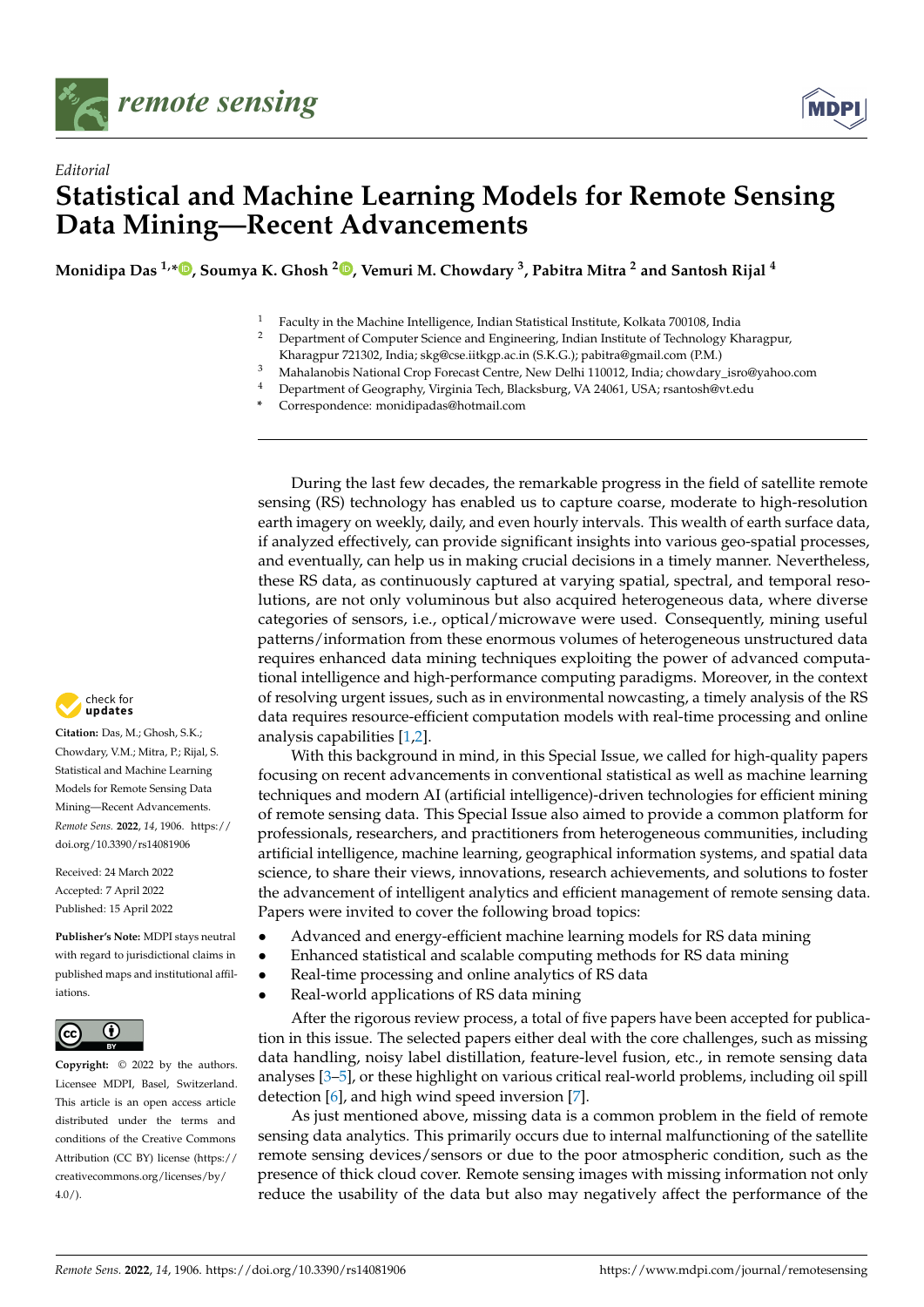*Editorial*

# Statistical and Machine Learning Models for Remote Sensing Data Mining—Recent Advancements

**Monidipa Das [1,*], Soumya K. Ghosh [2], Vemuri M. Chowdary [3], Pabitra Mitra [2] and Santosh Rijal [4]**

[1] Faculty in the Machine Intelligence, Indian Statistical Institute, Kolkata 700108, India
[2] Department of Computer Science and Engineering, Indian Institute of Technology Kharagpur, Kharagpur 721302, India; skg@cse.iitkgp.ac.in (S.K.G.); pabitra@gmail.com (P.M.)
[3] Mahalanobis National Crop Forecast Centre, New Delhi 110012, India; chowdary_isro@yahoo.com
[4] Department of Geography, Virginia Tech, Blacksburg, VA 24061, USA; rsantosh@vt.edu
* Correspondence: monidipadas@hotmail.com

**Citation:** Das, M.; Ghosh, S.K.; Chowdary, V.M.; Mitra, P.; Rijal, S. Statistical and Machine Learning Models for Remote Sensing Data Mining—Recent Advancements. *Remote Sens.* **2022**, *14*, 1906. https://doi.org/10.3390/rs14081906

Received: 24 March 2022
Accepted: 7 April 2022
Published: 15 April 2022

**Publisher's Note:** MDPI stays neutral with regard to jurisdictional claims in published maps and institutional affiliations.

**Copyright:** © 2022 by the authors. Licensee MDPI, Basel, Switzerland. This article is an open access article distributed under the terms and conditions of the Creative Commons Attribution (CC BY) license (https://creativecommons.org/licenses/by/4.0/).

During the last few decades, the remarkable progress in the field of satellite remote sensing (RS) technology has enabled us to capture coarse, moderate to high-resolution earth imagery on weekly, daily, and even hourly intervals. This wealth of earth surface data, if analyzed effectively, can provide significant insights into various geo-spatial processes, and eventually, can help us in making crucial decisions in a timely manner. Nevertheless, these RS data, as continuously captured at varying spatial, spectral, and temporal resolutions, are not only voluminous but also acquired heterogeneous data, where diverse categories of sensors, i.e., optical/microwave were used. Consequently, mining useful patterns/information from these enormous volumes of heterogeneous unstructured data requires enhanced data mining techniques exploiting the power of advanced computational intelligence and high-performance computing paradigms. Moreover, in the context of resolving urgent issues, such as in environmental nowcasting, a timely analysis of the RS data requires resource-efficient computation models with real-time processing and online analysis capabilities [1,2].

With this background in mind, in this Special Issue, we called for high-quality papers focusing on recent advancements in conventional statistical as well as machine learning techniques and modern AI (artificial intelligence)-driven technologies for efficient mining of remote sensing data. This Special Issue also aimed to provide a common platform for professionals, researchers, and practitioners from heterogeneous communities, including artificial intelligence, machine learning, geographical information systems, and spatial data science, to share their views, innovations, research achievements, and solutions to foster the advancement of intelligent analytics and efficient management of remote sensing data. Papers were invited to cover the following broad topics:

- Advanced and energy-efficient machine learning models for RS data mining
- Enhanced statistical and scalable computing methods for RS data mining
- Real-time processing and online analytics of RS data
- Real-world applications of RS data mining

After the rigorous review process, a total of five papers have been accepted for publication in this issue. The selected papers either deal with the core challenges, such as missing data handling, noisy label distillation, feature-level fusion, etc., in remote sensing data analyses [3–5], or these highlight on various critical real-world problems, including oil spill detection [6], and high wind speed inversion [7].

As just mentioned above, missing data is a common problem in the field of remote sensing data analytics. This primarily occurs due to internal malfunctioning of the satellite remote sensing devices/sensors or due to the poor atmospheric condition, such as the presence of thick cloud cover. Remote sensing images with missing information not only reduce the usability of the data but also may negatively affect the performance of the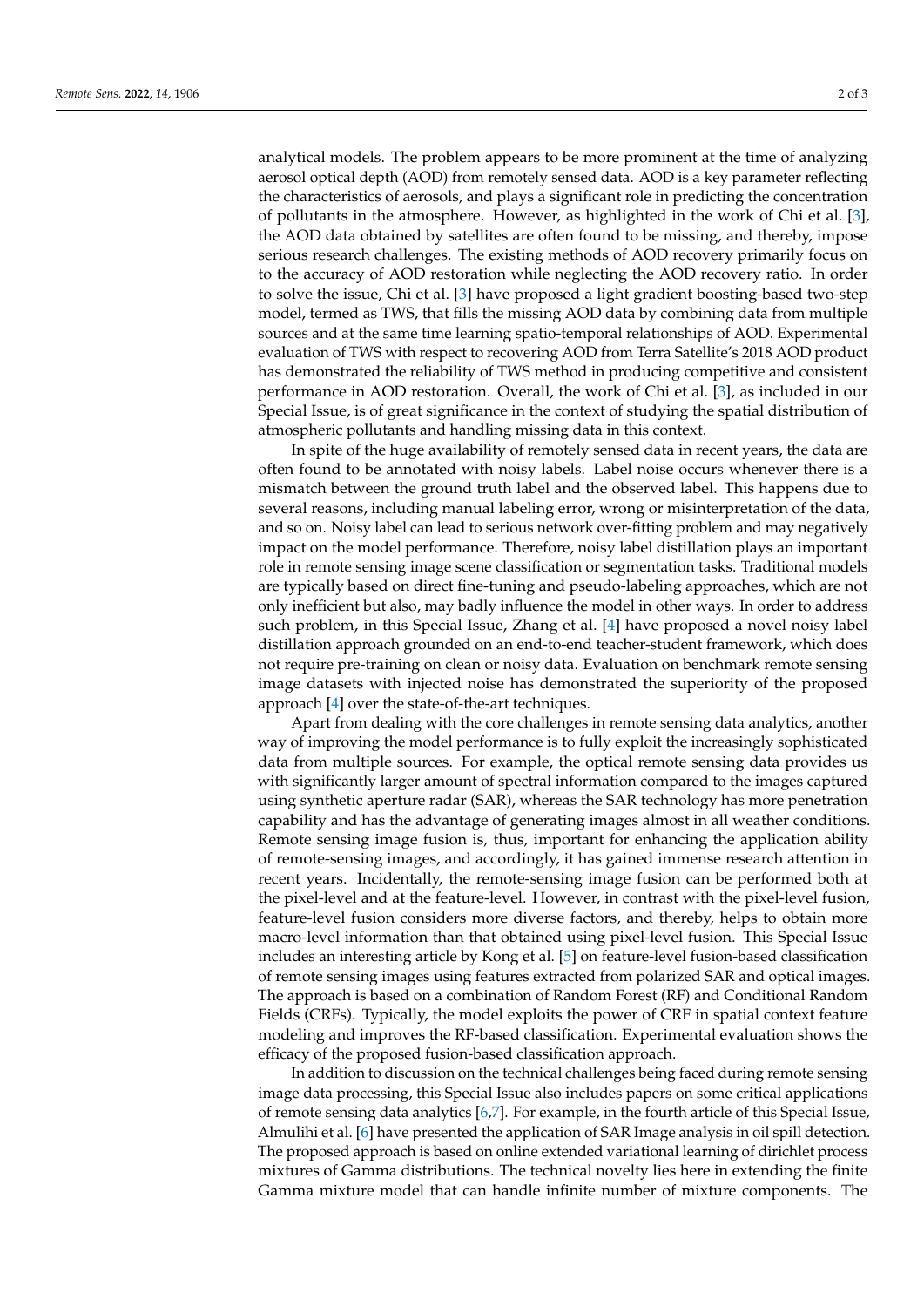analytical models. The problem appears to be more prominent at the time of analyzing aerosol optical depth (AOD) from remotely sensed data. AOD is a key parameter reflecting the characteristics of aerosols, and plays a significant role in predicting the concentration of pollutants in the atmosphere. However, as highlighted in the work of Chi et al. [3], the AOD data obtained by satellites are often found to be missing, and thereby, impose serious research challenges. The existing methods of AOD recovery primarily focus on to the accuracy of AOD restoration while neglecting the AOD recovery ratio. In order to solve the issue, Chi et al. [3] have proposed a light gradient boosting-based two-step model, termed as TWS, that fills the missing AOD data by combining data from multiple sources and at the same time learning spatio-temporal relationships of AOD. Experimental evaluation of TWS with respect to recovering AOD from Terra Satellite's 2018 AOD product has demonstrated the reliability of TWS method in producing competitive and consistent performance in AOD restoration. Overall, the work of Chi et al. [3], as included in our Special Issue, is of great significance in the context of studying the spatial distribution of atmospheric pollutants and handling missing data in this context.

In spite of the huge availability of remotely sensed data in recent years, the data are often found to be annotated with noisy labels. Label noise occurs whenever there is a mismatch between the ground truth label and the observed label. This happens due to several reasons, including manual labeling error, wrong or misinterpretation of the data, and so on. Noisy label can lead to serious network over-fitting problem and may negatively impact on the model performance. Therefore, noisy label distillation plays an important role in remote sensing image scene classification or segmentation tasks. Traditional models are typically based on direct fine-tuning and pseudo-labeling approaches, which are not only inefficient but also, may badly influence the model in other ways. In order to address such problem, in this Special Issue, Zhang et al. [4] have proposed a novel noisy label distillation approach grounded on an end-to-end teacher-student framework, which does not require pre-training on clean or noisy data. Evaluation on benchmark remote sensing image datasets with injected noise has demonstrated the superiority of the proposed approach [4] over the state-of-the-art techniques.

Apart from dealing with the core challenges in remote sensing data analytics, another way of improving the model performance is to fully exploit the increasingly sophisticated data from multiple sources. For example, the optical remote sensing data provides us with significantly larger amount of spectral information compared to the images captured using synthetic aperture radar (SAR), whereas the SAR technology has more penetration capability and has the advantage of generating images almost in all weather conditions. Remote sensing image fusion is, thus, important for enhancing the application ability of remote-sensing images, and accordingly, it has gained immense research attention in recent years. Incidentally, the remote-sensing image fusion can be performed both at the pixel-level and at the feature-level. However, in contrast with the pixel-level fusion, feature-level fusion considers more diverse factors, and thereby, helps to obtain more macro-level information than that obtained using pixel-level fusion. This Special Issue includes an interesting article by Kong et al. [5] on feature-level fusion-based classification of remote sensing images using features extracted from polarized SAR and optical images. The approach is based on a combination of Random Forest (RF) and Conditional Random Fields (CRFs). Typically, the model exploits the power of CRF in spatial context feature modeling and improves the RF-based classification. Experimental evaluation shows the efficacy of the proposed fusion-based classification approach.

In addition to discussion on the technical challenges being faced during remote sensing image data processing, this Special Issue also includes papers on some critical applications of remote sensing data analytics [6,7]. For example, in the fourth article of this Special Issue, Almulihi et al. [6] have presented the application of SAR Image analysis in oil spill detection. The proposed approach is based on online extended variational learning of dirichlet process mixtures of Gamma distributions. The technical novelty lies here in extending the finite Gamma mixture model that can handle infinite number of mixture components. The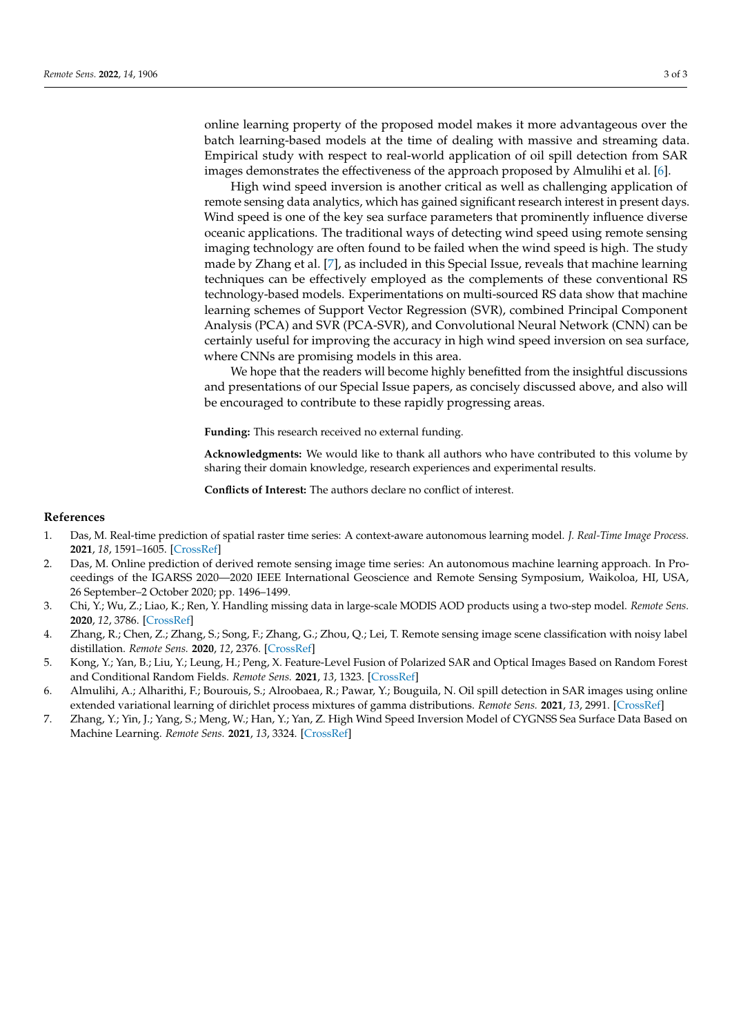online learning property of the proposed model makes it more advantageous over the batch learning-based models at the time of dealing with massive and streaming data. Empirical study with respect to real-world application of oil spill detection from SAR images demonstrates the effectiveness of the approach proposed by Almulihi et al. [6].

High wind speed inversion is another critical as well as challenging application of remote sensing data analytics, which has gained significant research interest in present days. Wind speed is one of the key sea surface parameters that prominently influence diverse oceanic applications. The traditional ways of detecting wind speed using remote sensing imaging technology are often found to be failed when the wind speed is high. The study made by Zhang et al. [7], as included in this Special Issue, reveals that machine learning techniques can be effectively employed as the complements of these conventional RS technology-based models. Experimentations on multi-sourced RS data show that machine learning schemes of Support Vector Regression (SVR), combined Principal Component Analysis (PCA) and SVR (PCA-SVR), and Convolutional Neural Network (CNN) can be certainly useful for improving the accuracy in high wind speed inversion on sea surface, where CNNs are promising models in this area.

We hope that the readers will become highly benefitted from the insightful discussions and presentations of our Special Issue papers, as concisely discussed above, and also will be encouraged to contribute to these rapidly progressing areas.

**Funding:** This research received no external funding.

**Acknowledgments:** We would like to thank all authors who have contributed to this volume by sharing their domain knowledge, research experiences and experimental results.

**Conflicts of Interest:** The authors declare no conflict of interest.

## References

1. Das, M. Real-time prediction of spatial raster time series: A context-aware autonomous learning model. *J. Real-Time Image Process.* **2021**, *18*, 1591–1605. [CrossRef]
2. Das, M. Online prediction of derived remote sensing image time series: An autonomous machine learning approach. In Proceedings of the IGARSS 2020—2020 IEEE International Geoscience and Remote Sensing Symposium, Waikoloa, HI, USA, 26 September–2 October 2020; pp. 1496–1499.
3. Chi, Y.; Wu, Z.; Liao, K.; Ren, Y. Handling missing data in large-scale MODIS AOD products using a two-step model. *Remote Sens.* **2020**, *12*, 3786. [CrossRef]
4. Zhang, R.; Chen, Z.; Zhang, S.; Song, F.; Zhang, G.; Zhou, Q.; Lei, T. Remote sensing image scene classification with noisy label distillation. *Remote Sens.* **2020**, *12*, 2376. [CrossRef]
5. Kong, Y.; Yan, B.; Liu, Y.; Leung, H.; Peng, X. Feature-Level Fusion of Polarized SAR and Optical Images Based on Random Forest and Conditional Random Fields. *Remote Sens.* **2021**, *13*, 1323. [CrossRef]
6. Almulihi, A.; Alharithi, F.; Bourouis, S.; Alroobaea, R.; Pawar, Y.; Bouguila, N. Oil spill detection in SAR images using online extended variational learning of dirichlet process mixtures of gamma distributions. *Remote Sens.* **2021**, *13*, 2991. [CrossRef]
7. Zhang, Y.; Yin, J.; Yang, S.; Meng, W.; Han, Y.; Yan, Z. High Wind Speed Inversion Model of CYGNSS Sea Surface Data Based on Machine Learning. *Remote Sens.* **2021**, *13*, 3324. [CrossRef]